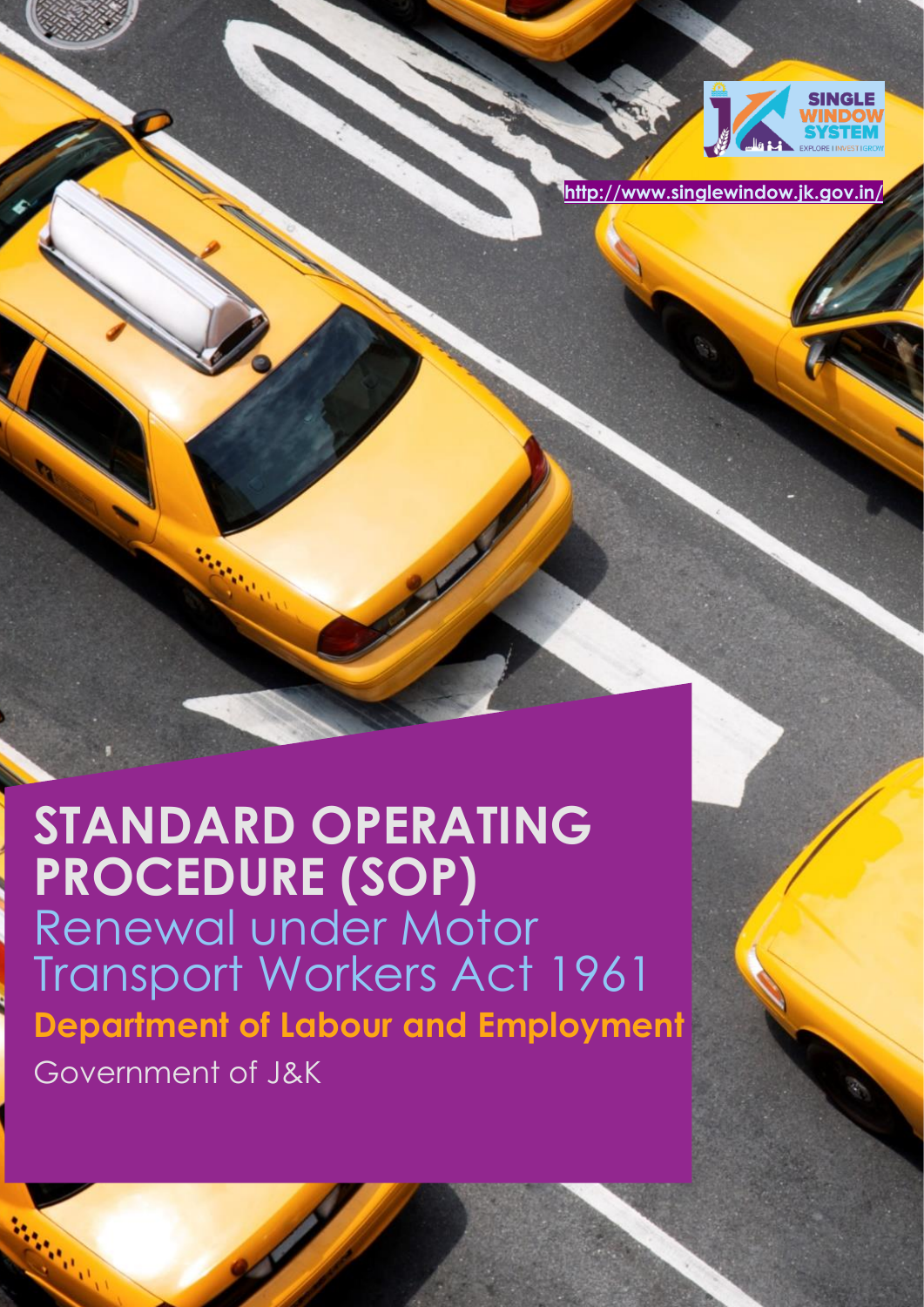SINGLE WINDOW SYSTEM

EXPLORE | INVEST | GROW

http://www.singlewindow.jk.gov.in/

# STANDARD OPERATING PROCEDURE (SOP)

## Renewal under Motor Transport Workers Act 1961

**Department of Labour and Employment**

Government of J&K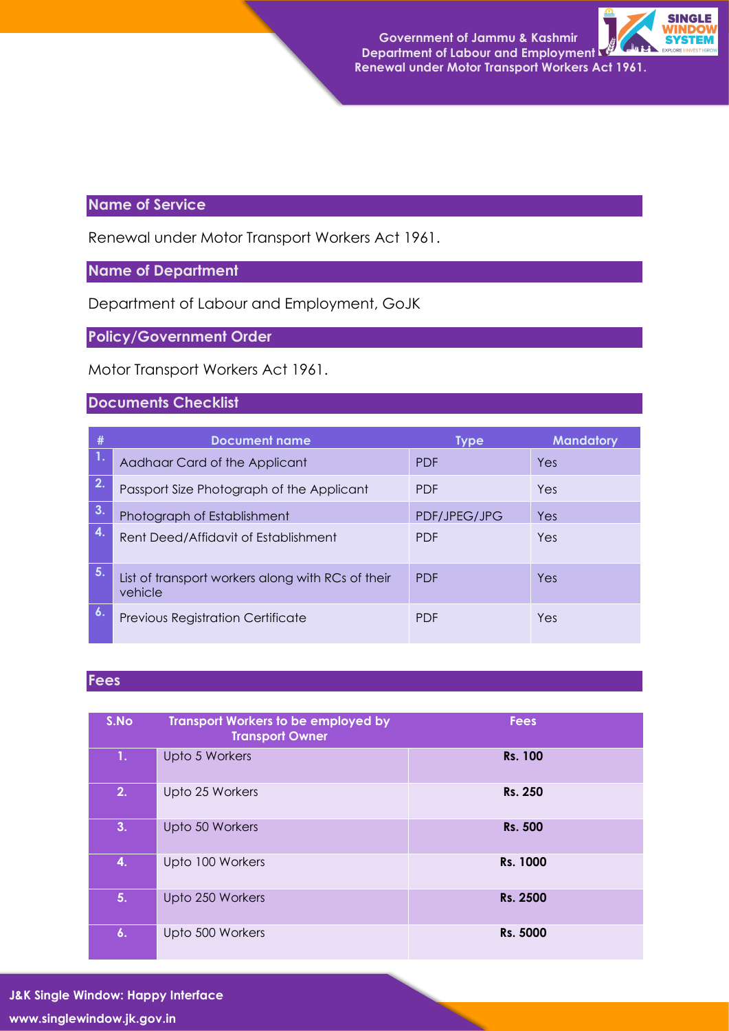## Name of Service

Renewal under Motor Transport Workers Act 1961.

## Name of Department

Department of Labour and Employment, GoJK

## Policy/Government Order

Motor Transport Workers Act 1961.

## Documents Checklist

| # | Document name | Type | Mandatory |
|---|---|---|---|
| 1. | Aadhaar Card of the Applicant | PDF | Yes |
| 2. | Passport Size Photograph of the Applicant | PDF | Yes |
| 3. | Photograph of Establishment | PDF/JPEG/JPG | Yes |
| 4. | Rent Deed/Affidavit of Establishment | PDF | Yes |
| 5. | List of transport workers along with RCs of their vehicle | PDF | Yes |
| 6. | Previous Registration Certificate | PDF | Yes |

## Fees

| S.No | Transport Workers to be employed by Transport Owner | Fees |
|---|---|---|
| 1. | Upto 5 Workers | **Rs. 100** |
| 2. | Upto 25 Workers | **Rs. 250** |
| 3. | Upto 50 Workers | **Rs. 500** |
| 4. | Upto 100 Workers | **Rs. 1000** |
| 5. | Upto 250 Workers | **Rs. 2500** |
| 6. | Upto 500 Workers | **Rs. 5000** |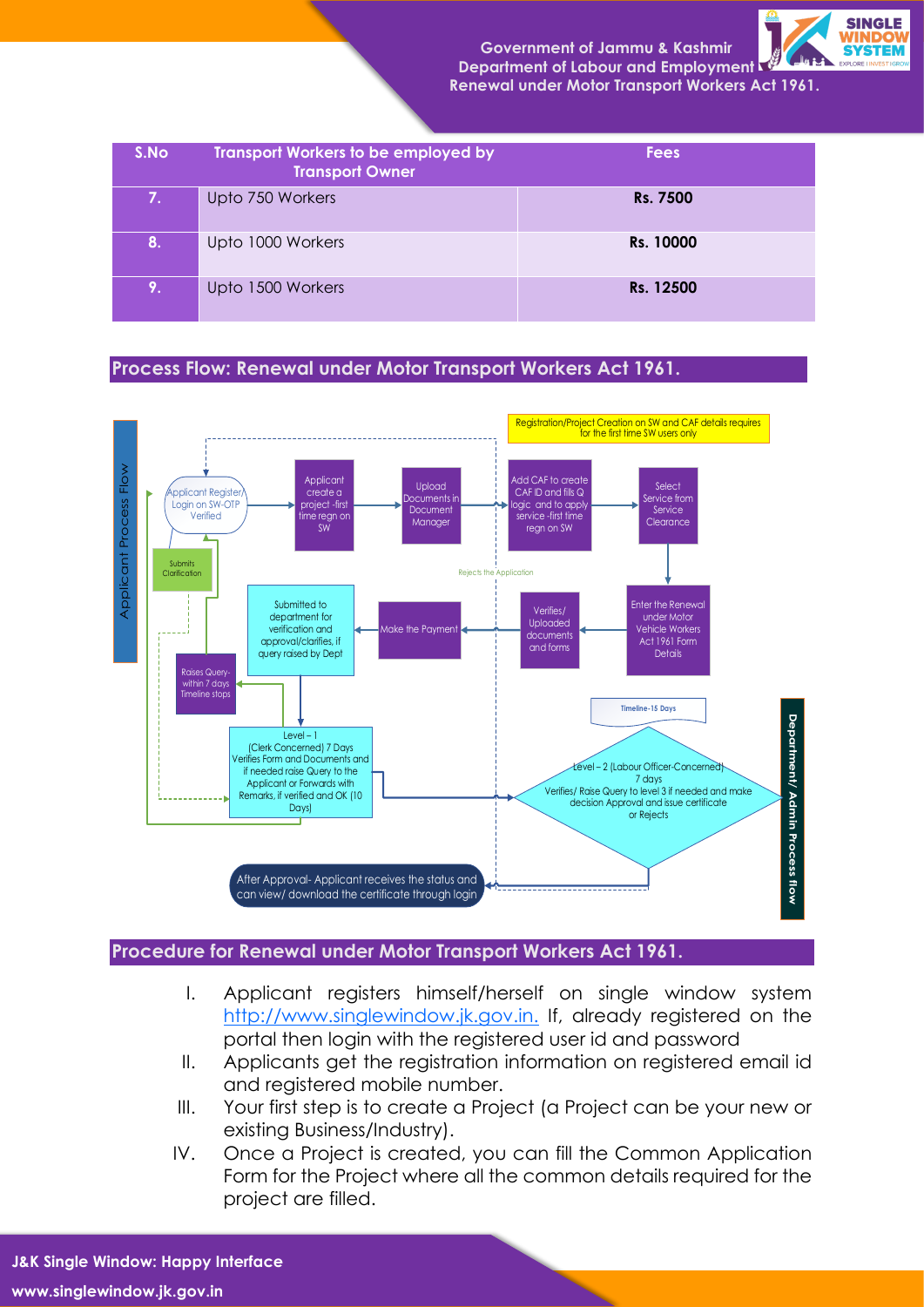| S.No | Transport Workers to be employed by Transport Owner | Fees |
|---|---|---|
| 7. | Upto 750 Workers | Rs. 7500 |
| 8. | Upto 1000 Workers | Rs. 10000 |
| 9. | Upto 1500 Workers | Rs. 12500 |

## Process Flow: Renewal under Motor Transport Workers Act 1961.

Applicant Process Flow

Registration/Project Creation on SW and CAF details requires for the first time SW users only

Applicant Register/ Login on SW-OTP Verified → Applicant create a project -first time regn on SW → Upload Documents in Document Manager → Add CAF to create CAF ID and fills Q logic and to apply service -first time regn on SW → Select Service from Service Clearance → Enter the Renewal under Motor Vehicle Workers Act 1961 Form Details → Verifies/ Uploaded documents and forms → Make the Payment → Submitted to department for verification and approval/clarifies, if query raised by Dept

Rejects the Application

Submits Clarification

Raises Query- within 7 days Timeline stops

Level – 1 (Clerk Concerned) 7 Days Verifies Form and Documents and if needed raise Query to the Applicant or Forwards with Remarks, if verified and OK (10 Days)

Timeline-15 Days

Level – 2 (Labour Officer-Concerned) 7 days Verifies/ Raise Query to level 3 if needed and make decision Approval and issue certificate or Rejects

After Approval- Applicant receives the status and can view/ download the certificate through login

Department/ Admin Process flow

## Procedure for Renewal under Motor Transport Workers Act 1961.

I. Applicant registers himself/herself on single window system http://www.singlewindow.jk.gov.in. If, already registered on the portal then login with the registered user id and password
II. Applicants get the registration information on registered email id and registered mobile number.
III. Your first step is to create a Project (a Project can be your new or existing Business/Industry).
IV. Once a Project is created, you can fill the Common Application Form for the Project where all the common details required for the project are filled.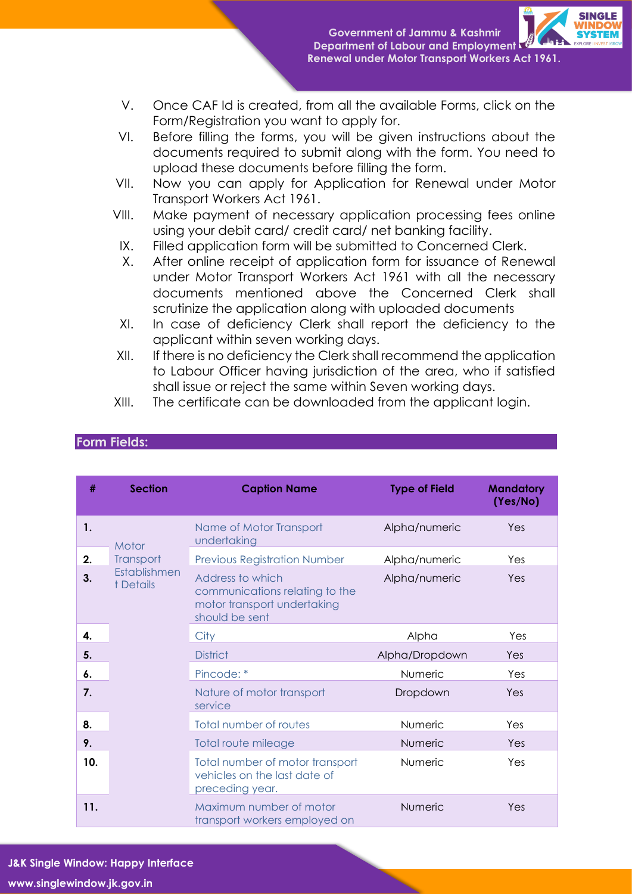V. Once CAF Id is created, from all the available Forms, click on the Form/Registration you want to apply for.

VI. Before filling the forms, you will be given instructions about the documents required to submit along with the form. You need to upload these documents before filling the form.

VII. Now you can apply for Application for Renewal under Motor Transport Workers Act 1961.

VIII. Make payment of necessary application processing fees online using your debit card/ credit card/ net banking facility.

IX. Filled application form will be submitted to Concerned Clerk.

X. After online receipt of application form for issuance of Renewal under Motor Transport Workers Act 1961 with all the necessary documents mentioned above the Concerned Clerk shall scrutinize the application along with uploaded documents

XI. In case of deficiency Clerk shall report the deficiency to the applicant within seven working days.

XII. If there is no deficiency the Clerk shall recommend the application to Labour Officer having jurisdiction of the area, who if satisfied shall issue or reject the same within Seven working days.

XIII. The certificate can be downloaded from the applicant login.

## Form Fields:

| # | Section | Caption Name | Type of Field | Mandatory (Yes/No) |
|---|---|---|---|---|
| 1. | Motor Transport Establishment Details | Name of Motor Transport undertaking | Alpha/numeric | Yes |
| 2. | | Previous Registration Number | Alpha/numeric | Yes |
| 3. | | Address to which communications relating to the motor transport undertaking should be sent | Alpha/numeric | Yes |
| 4. | | City | Alpha | Yes |
| 5. | | District | Alpha/Dropdown | Yes |
| 6. | | Pincode: * | Numeric | Yes |
| 7. | | Nature of motor transport service | Dropdown | Yes |
| 8. | | Total number of routes | Numeric | Yes |
| 9. | | Total route mileage | Numeric | Yes |
| 10. | | Total number of motor transport vehicles on the last date of preceding year. | Numeric | Yes |
| 11. | | Maximum number of motor transport workers employed on | Numeric | Yes |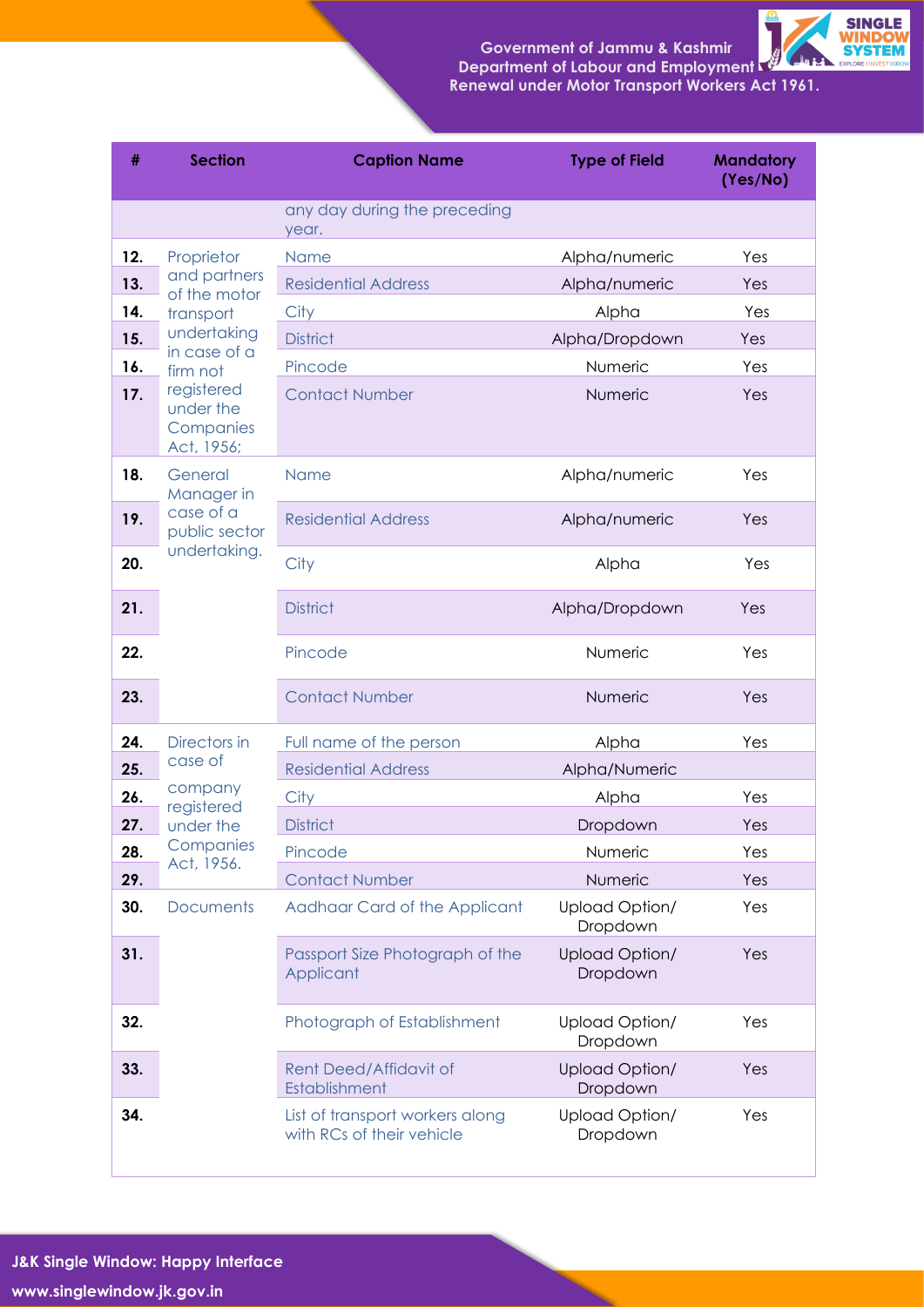| # | Section | Caption Name | Type of Field | Mandatory (Yes/No) |
|---|---|---|---|---|
| | | any day during the preceding year. | | |
| 12. | Proprietor and partners of the motor transport undertaking in case of a firm not registered under the Companies Act, 1956; | Name | Alpha/numeric | Yes |
| 13. | | Residential Address | Alpha/numeric | Yes |
| 14. | | City | Alpha | Yes |
| 15. | | District | Alpha/Dropdown | Yes |
| 16. | | Pincode | Numeric | Yes |
| 17. | | Contact Number | Numeric | Yes |
| 18. | General Manager in case of a public sector undertaking. | Name | Alpha/numeric | Yes |
| 19. | | Residential Address | Alpha/numeric | Yes |
| 20. | | City | Alpha | Yes |
| 21. | | District | Alpha/Dropdown | Yes |
| 22. | | Pincode | Numeric | Yes |
| 23. | | Contact Number | Numeric | Yes |
| 24. | Directors in case of company registered under the Companies Act, 1956. | Full name of the person | Alpha | Yes |
| 25. | | Residential Address | Alpha/Numeric | |
| 26. | | City | Alpha | Yes |
| 27. | | District | Dropdown | Yes |
| 28. | | Pincode | Numeric | Yes |
| 29. | | Contact Number | Numeric | Yes |
| 30. | Documents | Aadhaar Card of the Applicant | Upload Option/ Dropdown | Yes |
| 31. | | Passport Size Photograph of the Applicant | Upload Option/ Dropdown | Yes |
| 32. | | Photograph of Establishment | Upload Option/ Dropdown | Yes |
| 33. | | Rent Deed/Affidavit of Establishment | Upload Option/ Dropdown | Yes |
| 34. | | List of transport workers along with RCs of their vehicle | Upload Option/ Dropdown | Yes |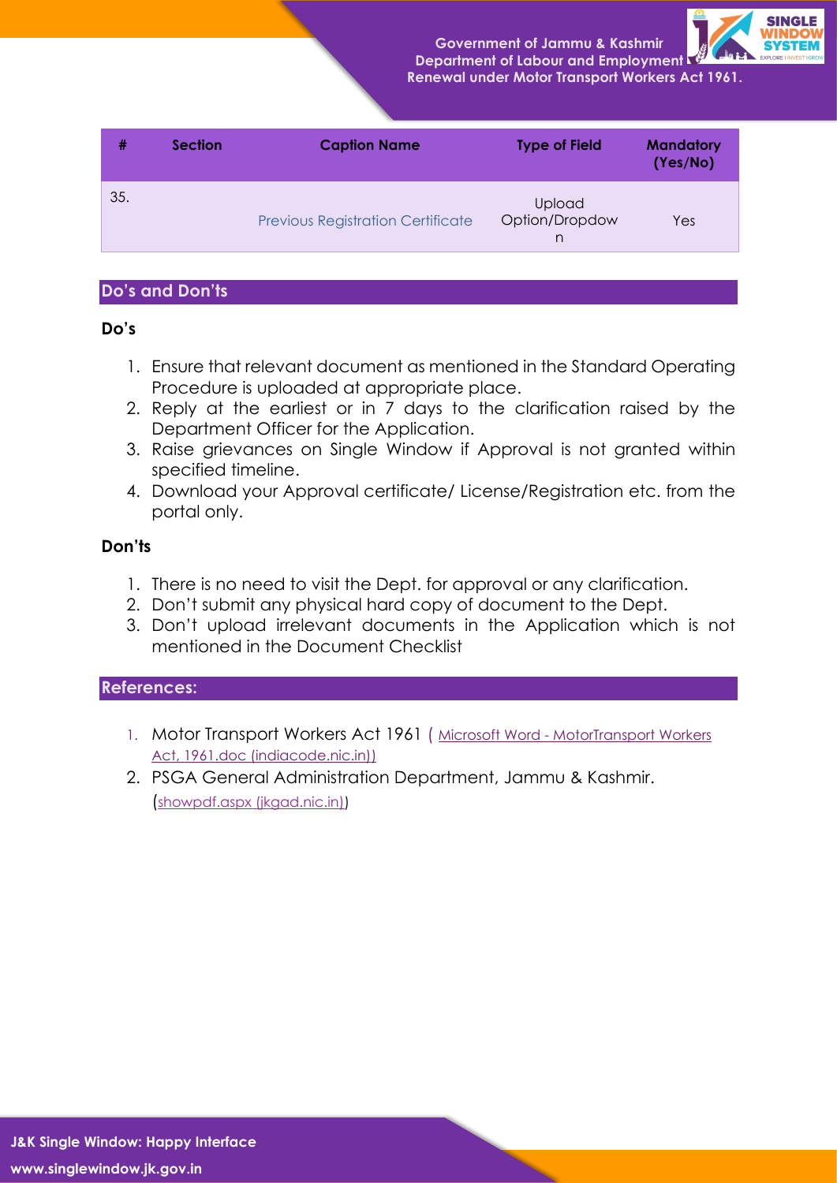| # | Section | Caption Name | Type of Field | Mandatory (Yes/No) |
|---|---|---|---|---|
| 35. | | Previous Registration Certificate | Upload Option/Dropdown | Yes |

## Do's and Don'ts

### Do's

1. Ensure that relevant document as mentioned in the Standard Operating Procedure is uploaded at appropriate place.
2. Reply at the earliest or in 7 days to the clarification raised by the Department Officer for the Application.
3. Raise grievances on Single Window if Approval is not granted within specified timeline.
4. Download your Approval certificate/ License/Registration etc. from the portal only.

### Don'ts

1. There is no need to visit the Dept. for approval or any clarification.
2. Don't submit any physical hard copy of document to the Dept.
3. Don't upload irrelevant documents in the Application which is not mentioned in the Document Checklist

## References:

1. Motor Transport Workers Act 1961 ( Microsoft Word - MotorTransport Workers Act, 1961.doc (indiacode.nic.in))
2. PSGA General Administration Department, Jammu & Kashmir. (showpdf.aspx (jkgad.nic.in))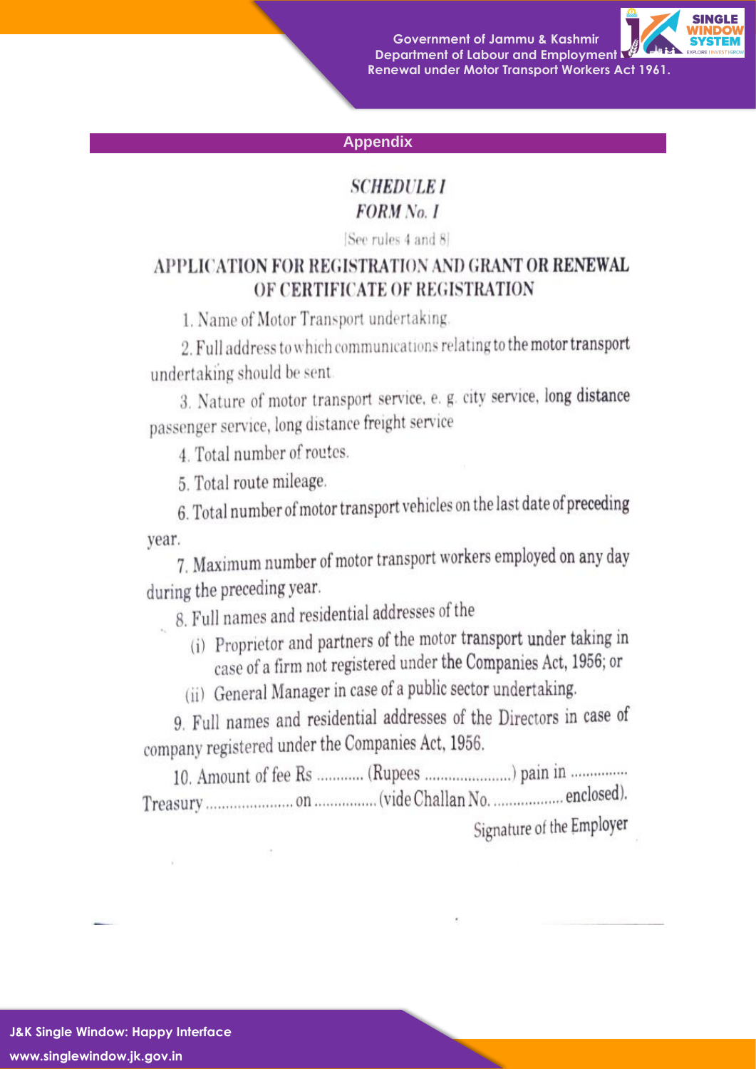## Appendix

### *SCHEDULE I*

### *FORM No. I*

[See rules 4 and 8]

### APPLICATION FOR REGISTRATION AND GRANT OR RENEWAL OF CERTIFICATE OF REGISTRATION

1. Name of Motor Transport undertaking.
2. Full address to which communications relating to the motor transport undertaking should be sent.
3. Nature of motor transport service, e. g. city service, long distance passenger service, long distance freight service
4. Total number of routes.
5. Total route mileage.
6. Total number of motor transport vehicles on the last date of preceding year.
7. Maximum number of motor transport workers employed on any day during the preceding year.
8. Full names and residential addresses of the
   - (i) Proprietor and partners of the motor transport under taking in case of a firm not registered under the Companies Act, 1956; or
   - (ii) General Manager in case of a public sector undertaking.
9. Full names and residential addresses of the Directors in case of company registered under the Companies Act, 1956.
10. Amount of fee Rs ........... (Rupees .....................) pain in .............. Treasury ..................... on ............... (vide Challan No. .................. enclosed).

Signature of the Employer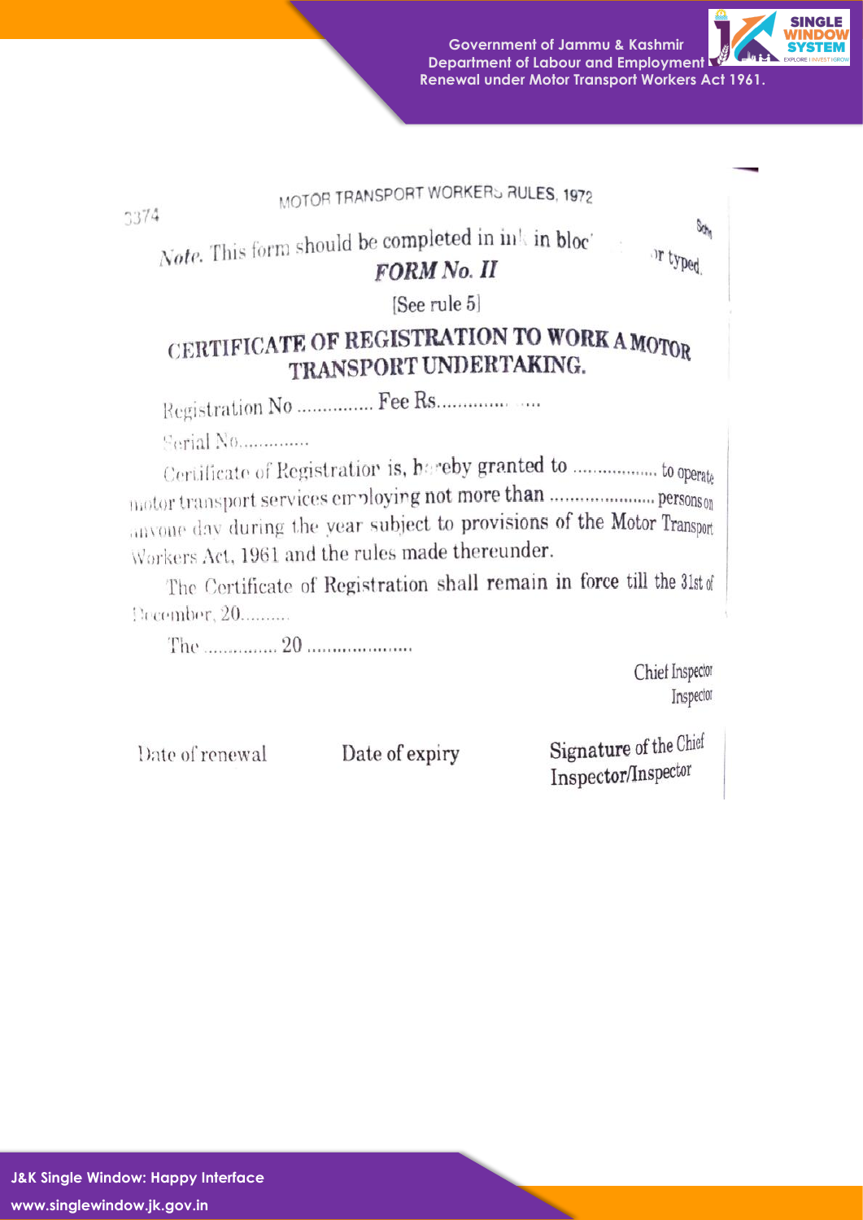MOTOR TRANSPORT WORKERS RULES, 1972

3374

*Note.* This form should be completed in ink in bloc' or typed.

***FORM No. II***

[See rule 5]

# CERTIFICATE OF REGISTRATION TO WORK A MOTOR TRANSPORT UNDERTAKING.

Registration No ............... Fee Rs...................

Serial No..............

Certificate of Registration is, hereby granted to .................. to operate motor transport services employing not more than ...................... persons on anyone day during the year subject to provisions of the Motor Transport Workers Act, 1961 and the rules made thereunder.

The Certificate of Registration shall remain in force till the 31st of December, 20..........

The ............... 20 ......................

Chief Inspector
Inspector

| Date of renewal | Date of expiry | Signature of the Chief Inspector/Inspector |
|---|---|---|